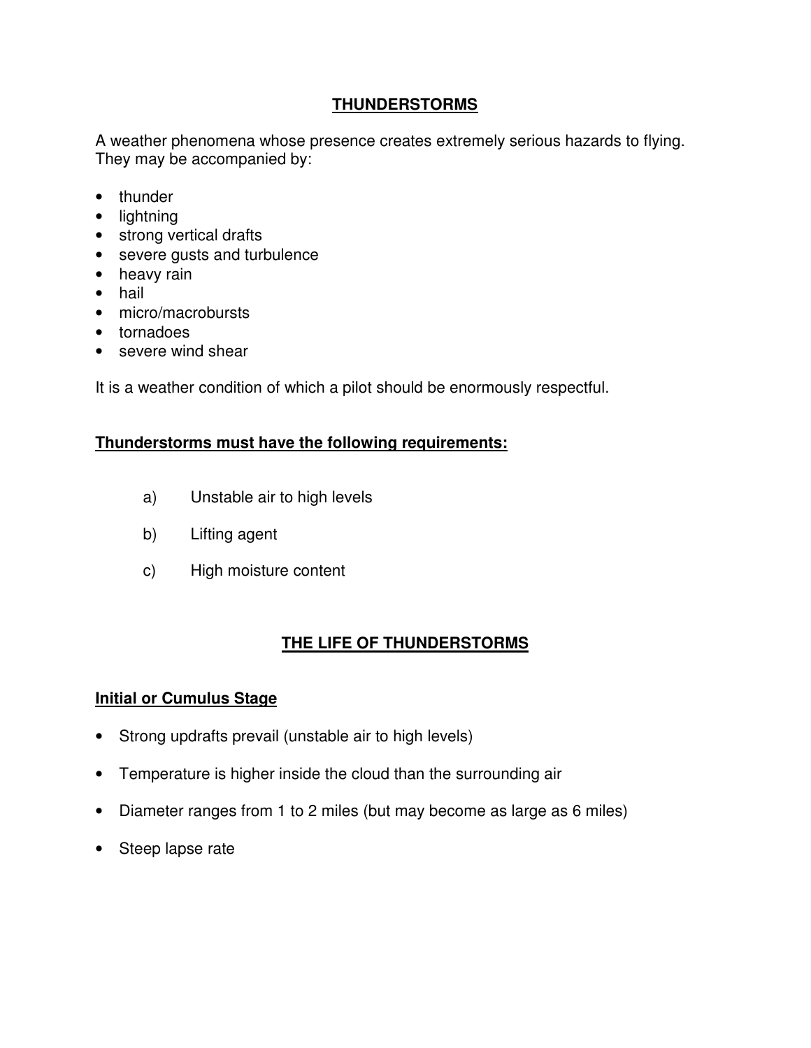# THUNDERSTORMS

A weather phenomena whose presence creates extremely serious hazards to flying. They may be accompanied by:

- thunder
- lightning
- strong vertical drafts
- severe gusts and turbulence
- heavy rain
- hail
- micro/macrobursts
- tornadoes
- severe wind shear

It is a weather condition of which a pilot should be enormously respectful.

## Thunderstorms must have the following requirements:

a) Unstable air to high levels

b) Lifting agent

c) High moisture content

# THE LIFE OF THUNDERSTORMS

## Initial or Cumulus Stage

- Strong updrafts prevail (unstable air to high levels)
- Temperature is higher inside the cloud than the surrounding air
- Diameter ranges from 1 to 2 miles (but may become as large as 6 miles)
- Steep lapse rate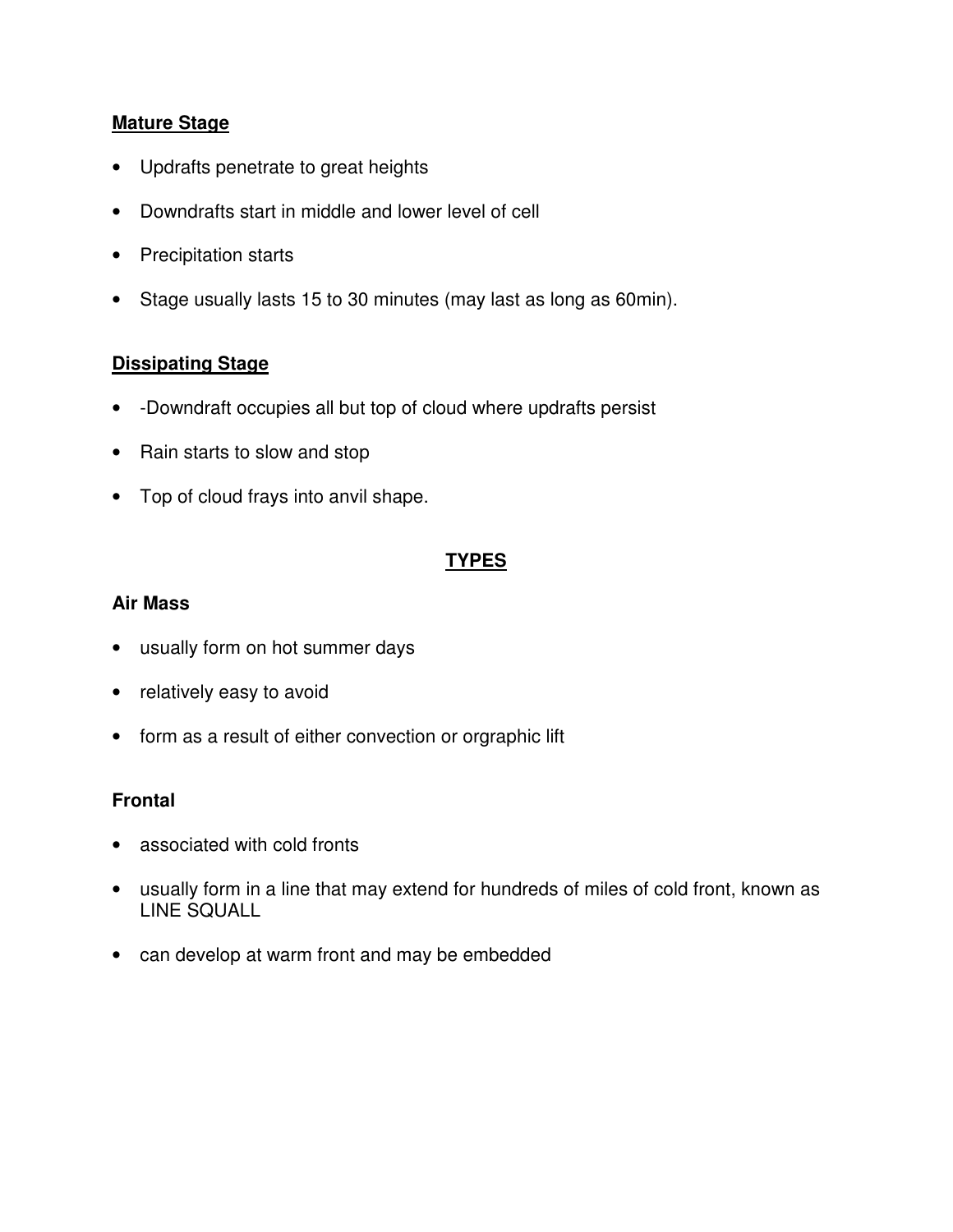**Mature Stage**

- Updrafts penetrate to great heights
- Downdrafts start in middle and lower level of cell
- Precipitation starts
- Stage usually lasts 15 to 30 minutes (may last as long as 60min).

**Dissipating Stage**

- -Downdraft occupies all but top of cloud where updrafts persist
- Rain starts to slow and stop
- Top of cloud frays into anvil shape.

## TYPES

**Air Mass**

- usually form on hot summer days
- relatively easy to avoid
- form as a result of either convection or orgraphic lift

**Frontal**

- associated with cold fronts
- usually form in a line that may extend for hundreds of miles of cold front, known as LINE SQUALL
- can develop at warm front and may be embedded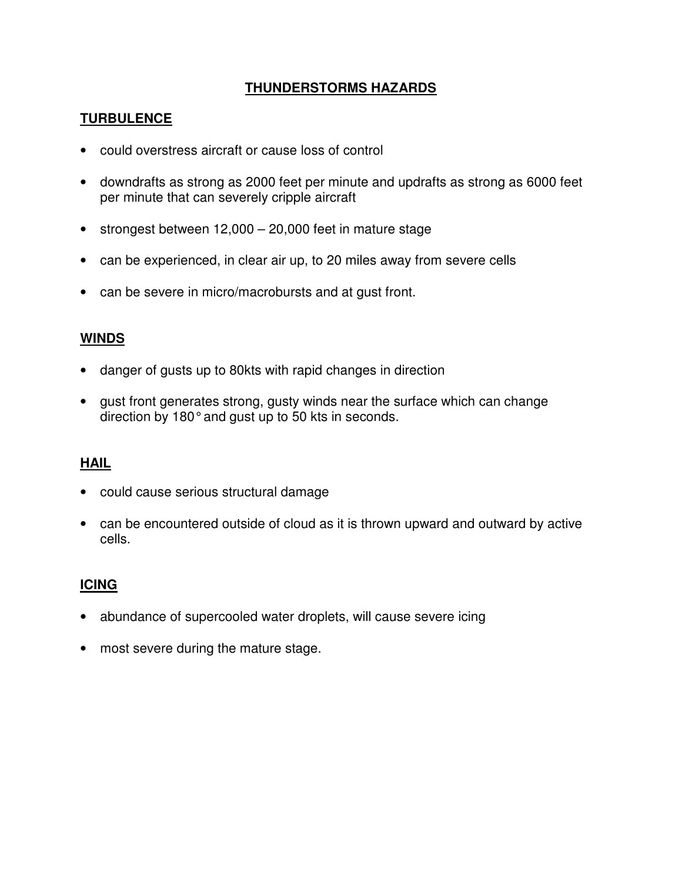# THUNDERSTORMS HAZARDS

## TURBULENCE

- could overstress aircraft or cause loss of control
- downdrafts as strong as 2000 feet per minute and updrafts as strong as 6000 feet per minute that can severely cripple aircraft
- strongest between 12,000 – 20,000 feet in mature stage
- can be experienced, in clear air up, to 20 miles away from severe cells
- can be severe in micro/macrobursts and at gust front.

## WINDS

- danger of gusts up to 80kts with rapid changes in direction
- gust front generates strong, gusty winds near the surface which can change direction by 180° and gust up to 50 kts in seconds.

## HAIL

- could cause serious structural damage
- can be encountered outside of cloud as it is thrown upward and outward by active cells.

## ICING

- abundance of supercooled water droplets, will cause severe icing
- most severe during the mature stage.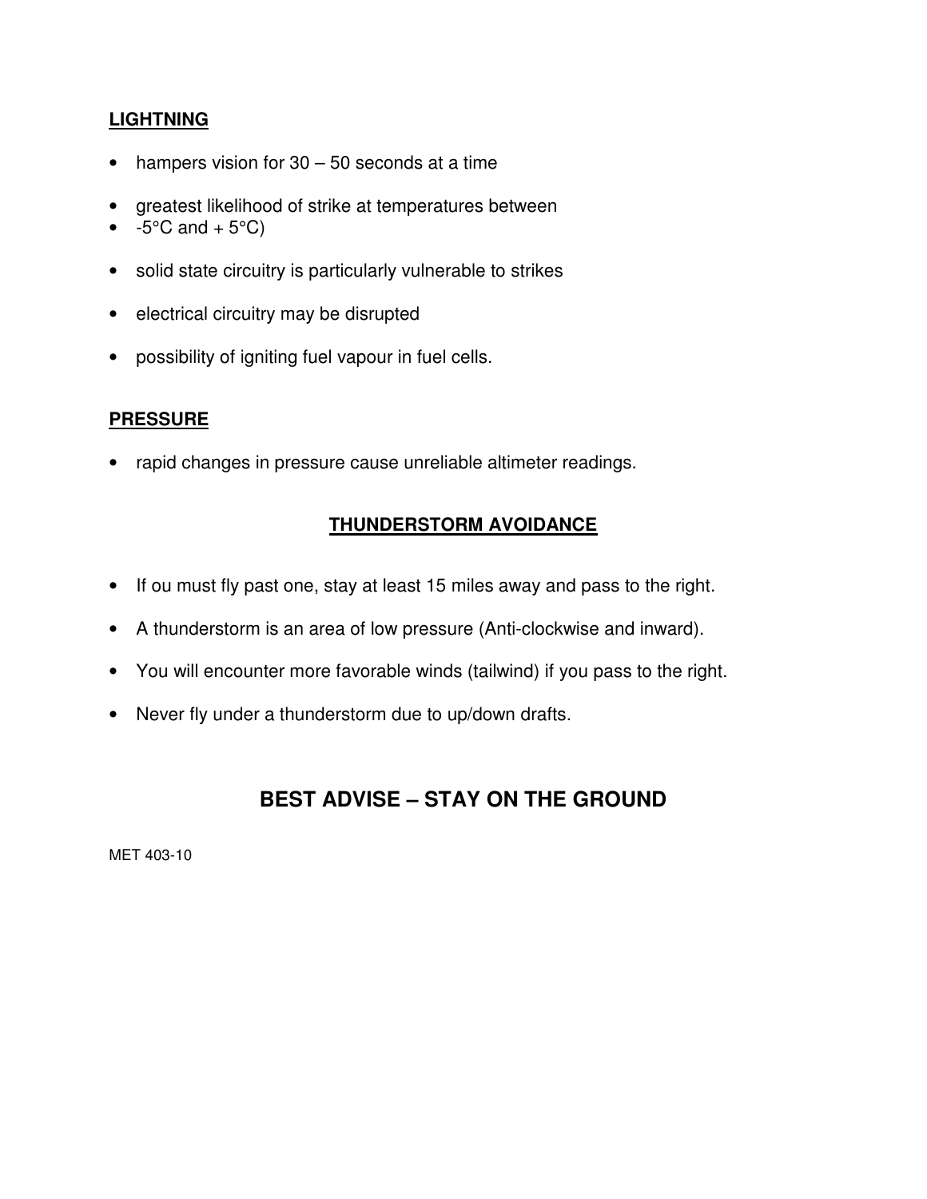**LIGHTNING**

- hampers vision for 30 – 50 seconds at a time
- greatest likelihood of strike at temperatures between
- -5°C and + 5°C)
- solid state circuitry is particularly vulnerable to strikes
- electrical circuitry may be disrupted
- possibility of igniting fuel vapour in fuel cells.

**PRESSURE**

- rapid changes in pressure cause unreliable altimeter readings.

**THUNDERSTORM AVOIDANCE**

- If ou must fly past one, stay at least 15 miles away and pass to the right.
- A thunderstorm is an area of low pressure (Anti-clockwise and inward).
- You will encounter more favorable winds (tailwind) if you pass to the right.
- Never fly under a thunderstorm due to up/down drafts.

## BEST ADVISE – STAY ON THE GROUND

MET 403-10